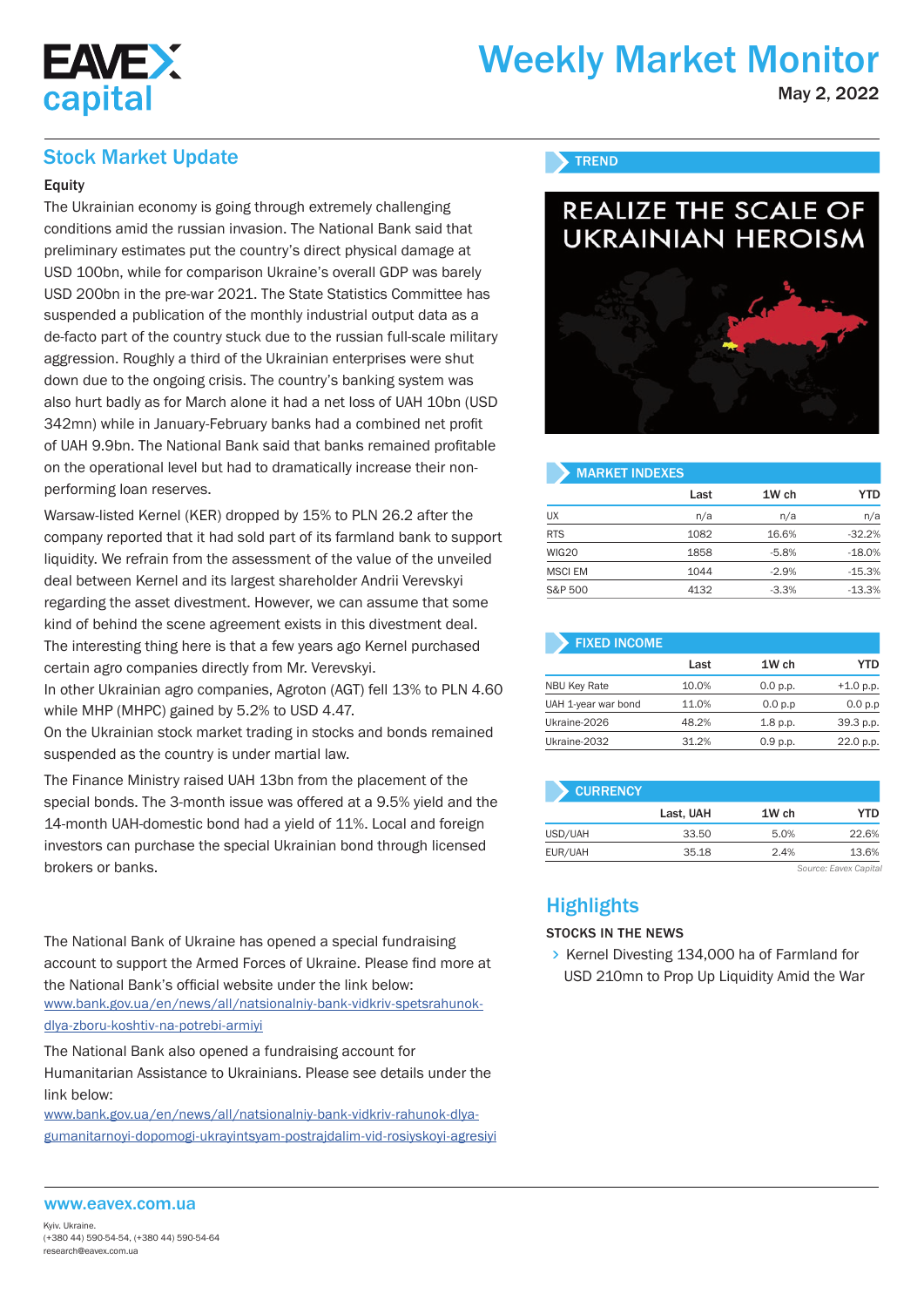# Weekly Market Monitor

May 2, 2022

## Stock Market Update

### Equity

The Ukrainian economy is going through extremely challenging conditions amid the russian invasion. The National Bank said that preliminary estimates put the country's direct physical damage at USD 100bn, while for comparison Ukraine's overall GDP was barely USD 200bn in the pre-war 2021. The State Statistics Committee has suspended a publication of the monthly industrial output data as a de-facto part of the country stuck due to the russian full-scale military aggression. Roughly a third of the Ukrainian enterprises were shut down due to the ongoing crisis. The country's banking system was also hurt badly as for March alone it had a net loss of UAH 10bn (USD 342mn) while in January-February banks had a combined net profit of UAH 9.9bn. The National Bank said that banks remained profitable on the operational level but had to dramatically increase their non-performing loan reserves.

Warsaw-listed Kernel (KER) dropped by 15% to PLN 26.2 after the company reported that it had sold part of its farmland bank to support liquidity. We refrain from the assessment of the value of the unveiled deal between Kernel and its largest shareholder Andrii Verevskyi regarding the asset divestment. However, we can assume that some kind of behind the scene agreement exists in this divestment deal. The interesting thing here is that a few years ago Kernel purchased certain agro companies directly from Mr. Verevskyi.

In other Ukrainian agro companies, Agroton (AGT) fell 13% to PLN 4.60 while MHP (MHPC) gained by 5.2% to USD 4.47.

On the Ukrainian stock market trading in stocks and bonds remained suspended as the country is under martial law.

The Finance Ministry raised UAH 13bn from the placement of the special bonds. The 3-month issue was offered at a 9.5% yield and the 14-month UAH-domestic bond had a yield of 11%. Local and foreign investors can purchase the special Ukrainian bond through licensed brokers or banks.

The National Bank of Ukraine has opened a special fundraising account to support the Armed Forces of Ukraine. Please find more at the National Bank's official website under the link below:
www.bank.gov.ua/en/news/all/natsionalniy-bank-vidkriv-spetsrahunok-dlya-zboru-koshtiv-na-potrebi-armiyi

The National Bank also opened a fundraising account for Humanitarian Assistance to Ukrainians. Please see details under the link below:
www.bank.gov.ua/en/news/all/natsionalniy-bank-vidkriv-rahunok-dlya-gumanitarnoyi-dopomogi-ukrayintsyam-postrajdalim-vid-rosiyskoyi-agresiyi

### TREND

REALIZE THE SCALE OF UKRAINIAN HEROISM

### MARKET INDEXES

| | Last | 1W ch | YTD |
|---|---|---|---|
| UX | n/a | n/a | n/a |
| RTS | 1082 | 16.6% | -32.2% |
| WIG20 | 1858 | -5.8% | -18.0% |
| MSCI EM | 1044 | -2.9% | -15.3% |
| S&P 500 | 4132 | -3.3% | -13.3% |

### FIXED INCOME

| | Last | 1W ch | YTD |
|---|---|---|---|
| NBU Key Rate | 10.0% | 0.0 p.p. | +1.0 p.p. |
| UAH 1-year war bond | 11.0% | 0.0 p.p | 0.0 p.p |
| Ukraine-2026 | 48.2% | 1.8 p.p. | 39.3 p.p. |
| Ukraine-2032 | 31.2% | 0.9 p.p. | 22.0 p.p. |

### CURRENCY

| | Last, UAH | 1W ch | YTD |
|---|---|---|---|
| USD/UAH | 33.50 | 5.0% | 22.6% |
| EUR/UAH | 35.18 | 2.4% | 13.6% |

*Source: Eavex Capital*

## Highlights

### STOCKS IN THE NEWS

- Kernel Divesting 134,000 ha of Farmland for USD 210mn to Prop Up Liquidity Amid the War

www.eavex.com.ua

Kyiv, Ukraine.
(+380 44) 590-54-54, (+380 44) 590-54-64
research@eavex.com.ua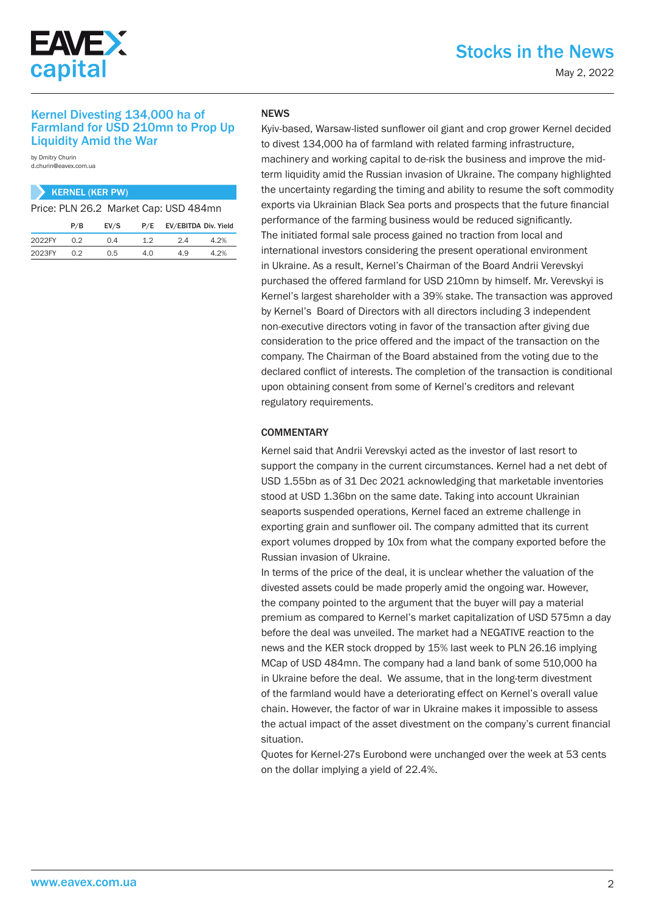## Kernel Divesting 134,000 ha of Farmland for USD 210mn to Prop Up Liquidity Amid the War

by Dmitry Churin
d.churin@eavex.com.ua

**KERNEL (KER PW)**

Price: PLN 26.2 Market Cap: USD 484mn

| | P/B | EV/S | P/E | EV/EBITDA | Div. Yield |
|---|---|---|---|---|---|
| 2022FY | 0.2 | 0.4 | 1.2 | 2.4 | 4.2% |
| 2023FY | 0.2 | 0.5 | 4.0 | 4.9 | 4.2% |

### NEWS

Kyiv-based, Warsaw-listed sunflower oil giant and crop grower Kernel decided to divest 134,000 ha of farmland with related farming infrastructure, machinery and working capital to de-risk the business and improve the mid-term liquidity amid the Russian invasion of Ukraine. The company highlighted the uncertainty regarding the timing and ability to resume the soft commodity exports via Ukrainian Black Sea ports and prospects that the future financial performance of the farming business would be reduced significantly.
The initiated formal sale process gained no traction from local and international investors considering the present operational environment in Ukraine. As a result, Kernel's Chairman of the Board Andrii Verevskyi purchased the offered farmland for USD 210mn by himself. Mr. Verevskyi is Kernel's largest shareholder with a 39% stake. The transaction was approved by Kernel's Board of Directors with all directors including 3 independent non-executive directors voting in favor of the transaction after giving due consideration to the price offered and the impact of the transaction on the company. The Chairman of the Board abstained from the voting due to the declared conflict of interests. The completion of the transaction is conditional upon obtaining consent from some of Kernel's creditors and relevant regulatory requirements.

### COMMENTARY

Kernel said that Andrii Verevskyi acted as the investor of last resort to support the company in the current circumstances. Kernel had a net debt of USD 1.55bn as of 31 Dec 2021 acknowledging that marketable inventories stood at USD 1.36bn on the same date. Taking into account Ukrainian seaports suspended operations, Kernel faced an extreme challenge in exporting grain and sunflower oil. The company admitted that its current export volumes dropped by 10x from what the company exported before the Russian invasion of Ukraine.
In terms of the price of the deal, it is unclear whether the valuation of the divested assets could be made properly amid the ongoing war. However, the company pointed to the argument that the buyer will pay a material premium as compared to Kernel's market capitalization of USD 575mn a day before the deal was unveiled. The market had a NEGATIVE reaction to the news and the KER stock dropped by 15% last week to PLN 26.16 implying MCap of USD 484mn. The company had a land bank of some 510,000 ha in Ukraine before the deal. We assume, that in the long-term divestment of the farmland would have a deteriorating effect on Kernel's overall value chain. However, the factor of war in Ukraine makes it impossible to assess the actual impact of the asset divestment on the company's current financial situation.
Quotes for Kernel-27s Eurobond were unchanged over the week at 53 cents on the dollar implying a yield of 22.4%.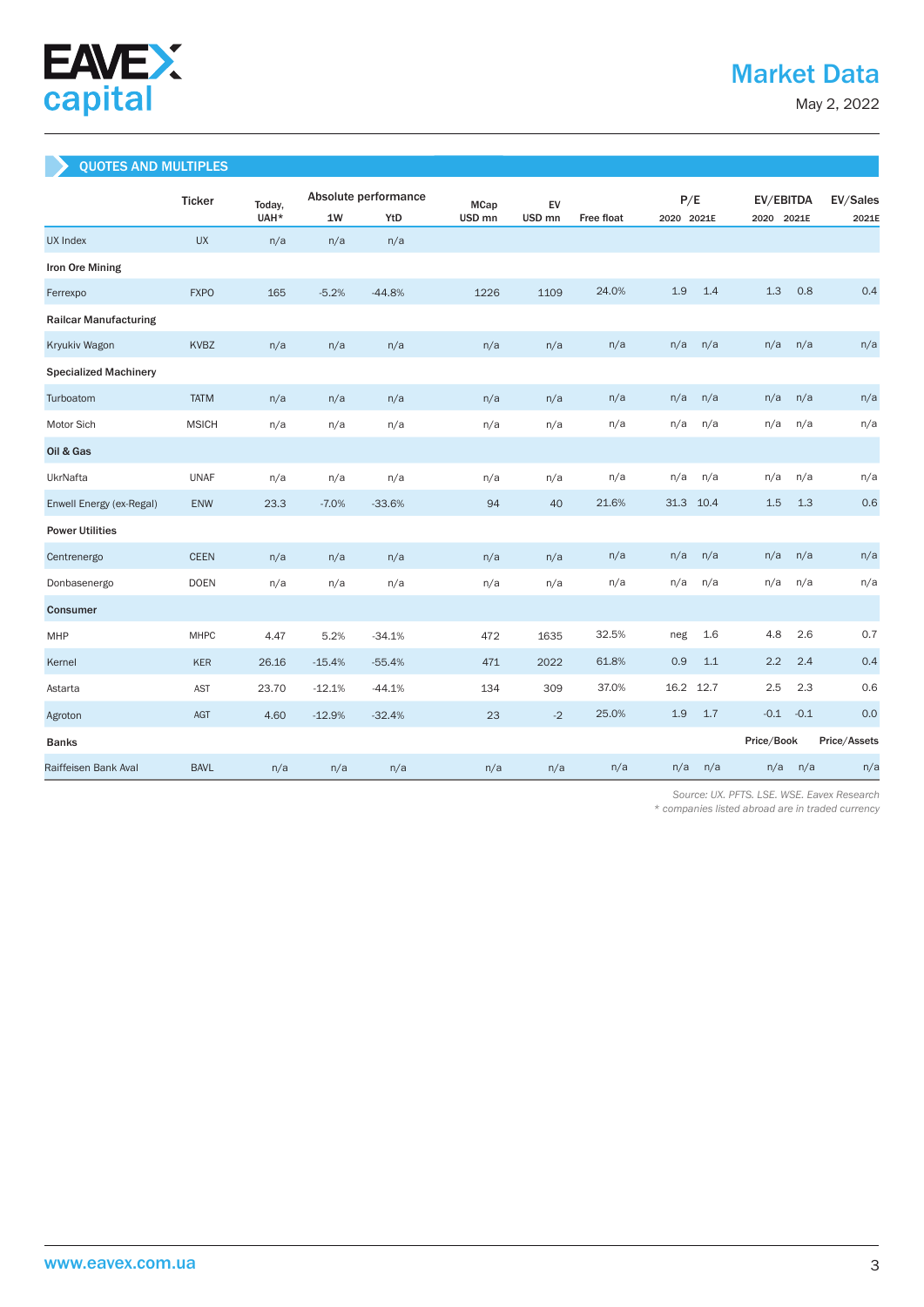# Market Data

May 2, 2022

## QUOTES AND MULTIPLES

| | Ticker | Today, UAH* | Absolute performance | | MCap USD mn | EV USD mn | Free float | P/E | | EV/EBITDA | | EV/Sales |
|---|---|---|---|---|---|---|---|---|---|---|---|---|
| | | | 1W | YtD | | | | 2020 | 2021E | 2020 | 2021E | 2021E |
| UX Index | UX | n/a | n/a | n/a | | | | | | | | |
| **Iron Ore Mining** | | | | | | | | | | | | |
| Ferrexpo | FXPO | 165 | -5.2% | -44.8% | 1226 | 1109 | 24.0% | 1.9 | 1.4 | 1.3 | 0.8 | 0.4 |
| **Railcar Manufacturing** | | | | | | | | | | | | |
| Kryukiv Wagon | KVBZ | n/a | n/a | n/a | n/a | n/a | n/a | n/a | n/a | n/a | n/a | n/a |
| **Specialized Machinery** | | | | | | | | | | | | |
| Turboatom | TATM | n/a | n/a | n/a | n/a | n/a | n/a | n/a | n/a | n/a | n/a | n/a |
| Motor Sich | MSICH | n/a | n/a | n/a | n/a | n/a | n/a | n/a | n/a | n/a | n/a | n/a |
| **Oil & Gas** | | | | | | | | | | | | |
| UkrNafta | UNAF | n/a | n/a | n/a | n/a | n/a | n/a | n/a | n/a | n/a | n/a | n/a |
| Enwell Energy (ex-Regal) | ENW | 23.3 | -7.0% | -33.6% | 94 | 40 | 21.6% | 31.3 | 10.4 | 1.5 | 1.3 | 0.6 |
| **Power Utilities** | | | | | | | | | | | | |
| Centrenergo | CEEN | n/a | n/a | n/a | n/a | n/a | n/a | n/a | n/a | n/a | n/a | n/a |
| Donbasenergo | DOEN | n/a | n/a | n/a | n/a | n/a | n/a | n/a | n/a | n/a | n/a | n/a |
| **Consumer** | | | | | | | | | | | | |
| MHP | MHPC | 4.47 | 5.2% | -34.1% | 472 | 1635 | 32.5% | neg | 1.6 | 4.8 | 2.6 | 0.7 |
| Kernel | KER | 26.16 | -15.4% | -55.4% | 471 | 2022 | 61.8% | 0.9 | 1.1 | 2.2 | 2.4 | 0.4 |
| Astarta | AST | 23.70 | -12.1% | -44.1% | 134 | 309 | 37.0% | 16.2 | 12.7 | 2.5 | 2.3 | 0.6 |
| Agroton | AGT | 4.60 | -12.9% | -32.4% | 23 | -2 | 25.0% | 1.9 | 1.7 | -0.1 | -0.1 | 0.0 |
| **Banks** | | | | | | | | | | Price/Book | | Price/Assets |
| Raiffeisen Bank Aval | BAVL | n/a | n/a | n/a | n/a | n/a | n/a | n/a | n/a | n/a | n/a | n/a |

*Source: UX. PFTS. LSE. WSE. Eavex Research*

*\* companies listed abroad are in traded currency*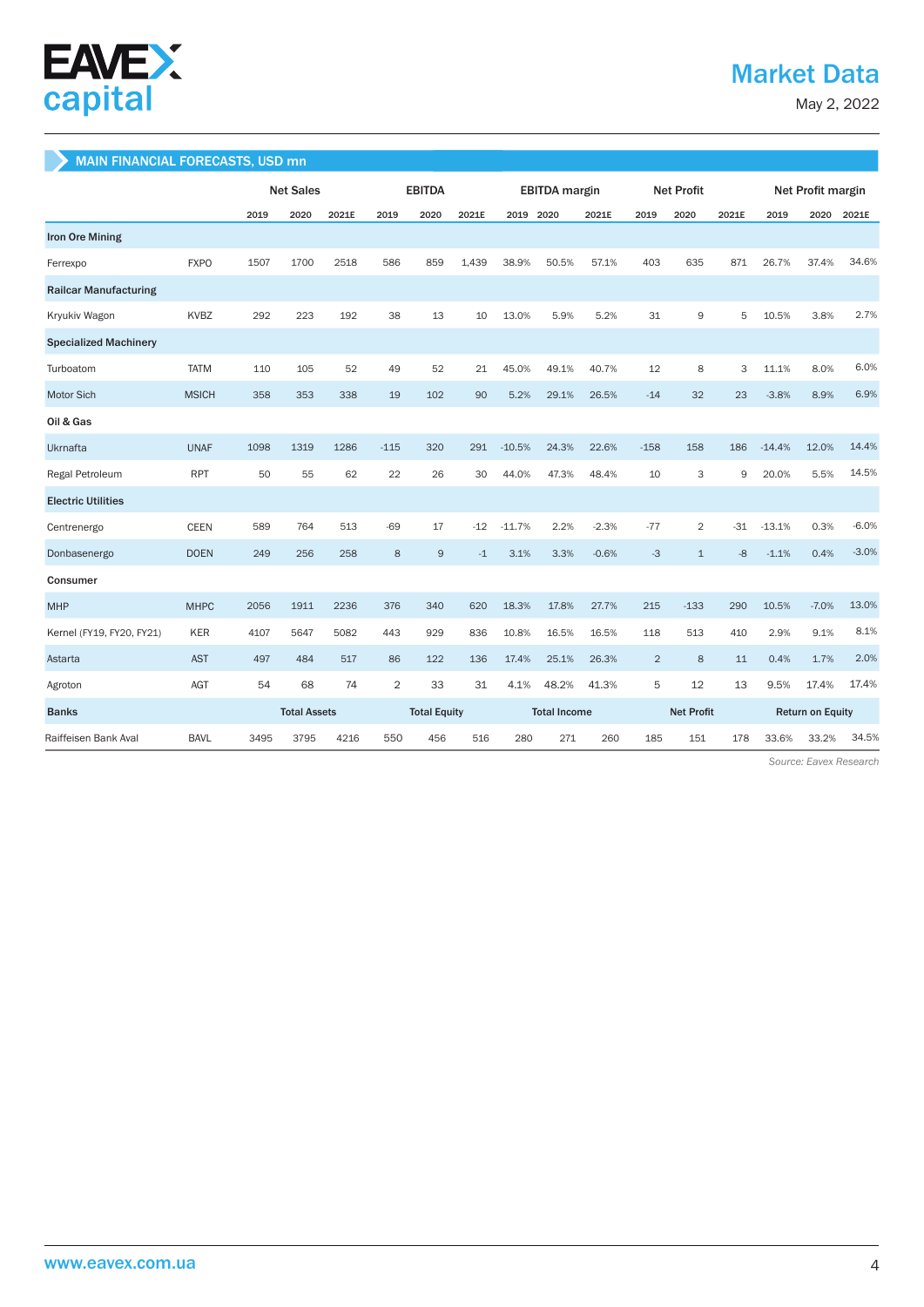## MAIN FINANCIAL FORECASTS, USD mn

| | | Net Sales | | | EBITDA | | | EBITDA margin | | | Net Profit | | | Net Profit margin | | |
|---|---|---|---|---|---|---|---|---|---|---|---|---|---|---|---|---|
| | | 2019 | 2020 | 2021E | 2019 | 2020 | 2021E | 2019 | 2020 | 2021E | 2019 | 2020 | 2021E | 2019 | 2020 | 2021E |
| **Iron Ore Mining** | | | | | | | | | | | | | | | | |
| Ferrexpo | FXPO | 1507 | 1700 | 2518 | 586 | 859 | 1,439 | 38.9% | 50.5% | 57.1% | 403 | 635 | 871 | 26.7% | 37.4% | 34.6% |
| **Railcar Manufacturing** | | | | | | | | | | | | | | | | |
| Kryukiv Wagon | KVBZ | 292 | 223 | 192 | 38 | 13 | 10 | 13.0% | 5.9% | 5.2% | 31 | 9 | 5 | 10.5% | 3.8% | 2.7% |
| **Specialized Machinery** | | | | | | | | | | | | | | | | |
| Turboatom | TATM | 110 | 105 | 52 | 49 | 52 | 21 | 45.0% | 49.1% | 40.7% | 12 | 8 | 3 | 11.1% | 8.0% | 6.0% |
| Motor Sich | MSICH | 358 | 353 | 338 | 19 | 102 | 90 | 5.2% | 29.1% | 26.5% | -14 | 32 | 23 | -3.8% | 8.9% | 6.9% |
| **Oil & Gas** | | | | | | | | | | | | | | | | |
| Ukrnafta | UNAF | 1098 | 1319 | 1286 | -115 | 320 | 291 | -10.5% | 24.3% | 22.6% | -158 | 158 | 186 | -14.4% | 12.0% | 14.4% |
| Regal Petroleum | RPT | 50 | 55 | 62 | 22 | 26 | 30 | 44.0% | 47.3% | 48.4% | 10 | 3 | 9 | 20.0% | 5.5% | 14.5% |
| **Electric Utilities** | | | | | | | | | | | | | | | | |
| Centrenergo | CEEN | 589 | 764 | 513 | -69 | 17 | -12 | -11.7% | 2.2% | -2.3% | -77 | 2 | -31 | -13.1% | 0.3% | -6.0% |
| Donbasenergo | DOEN | 249 | 256 | 258 | 8 | 9 | -1 | 3.1% | 3.3% | -0.6% | -3 | 1 | -8 | -1.1% | 0.4% | -3.0% |
| **Consumer** | | | | | | | | | | | | | | | | |
| MHP | MHPC | 2056 | 1911 | 2236 | 376 | 340 | 620 | 18.3% | 17.8% | 27.7% | 215 | -133 | 290 | 10.5% | -7.0% | 13.0% |
| Kernel (FY19, FY20, FY21) | KER | 4107 | 5647 | 5082 | 443 | 929 | 836 | 10.8% | 16.5% | 16.5% | 118 | 513 | 410 | 2.9% | 9.1% | 8.1% |
| Astarta | AST | 497 | 484 | 517 | 86 | 122 | 136 | 17.4% | 25.1% | 26.3% | 2 | 8 | 11 | 0.4% | 1.7% | 2.0% |
| Agroton | AGT | 54 | 68 | 74 | 2 | 33 | 31 | 4.1% | 48.2% | 41.3% | 5 | 12 | 13 | 9.5% | 17.4% | 17.4% |
| **Banks** | | **Total Assets** | | | **Total Equity** | | | **Total Income** | | | **Net Profit** | | | **Return on Equity** | | |
| Raiffeisen Bank Aval | BAVL | 3495 | 3795 | 4216 | 550 | 456 | 516 | 280 | 271 | 260 | 185 | 151 | 178 | 33.6% | 33.2% | 34.5% |

*Source: Eavex Research*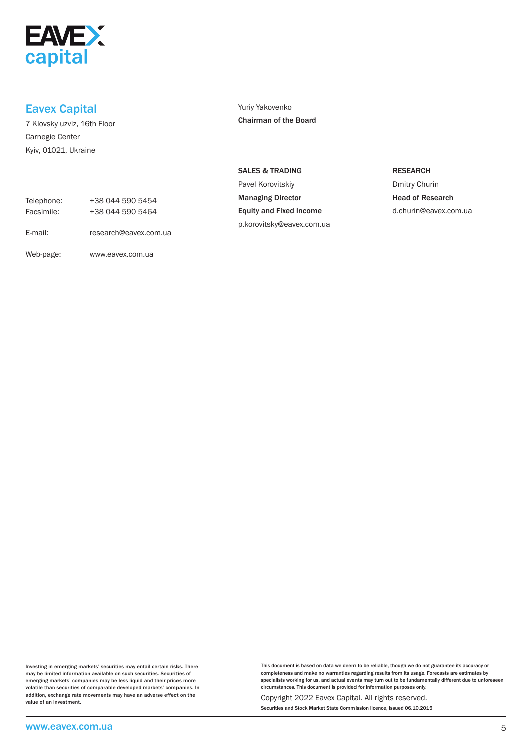EAVEX capital

## Eavex Capital

7 Klovsky uzviz, 16th Floor
Carnegie Center
Kyiv, 01021, Ukraine

| | |
|---|---|
| Telephone: | +38 044 590 5454 |
| Facsimile: | +38 044 590 5464 |
| E-mail: | research@eavex.com.ua |
| Web-page: | www.eavex.com.ua |

Yuriy Yakovenko
**Chairman of the Board**

**SALES & TRADING**

Pavel Korovitskiy
**Managing Director**
**Equity and Fixed Income**
p.korovitsky@eavex.com.ua

**RESEARCH**

Dmitry Churin
**Head of Research**
d.churin@eavex.com.ua

Investing in emerging markets' securities may entail certain risks. There may be limited information available on such securities. Securities of emerging markets' companies may be less liquid and their prices more volatile than securities of comparable developed markets' companies. In addition, exchange rate movements may have an adverse effect on the value of an investment.

This document is based on data we deem to be reliable, though we do not guarantee its accuracy or completeness and make no warranties regarding results from its usage. Forecasts are estimates by specialists working for us, and actual events may turn out to be fundamentally different due to unforeseen circumstances. This document is provided for information purposes only.

Copyright 2022 Eavex Capital. All rights reserved.

Securities and Stock Market State Commission licence, issued 06.10.2015